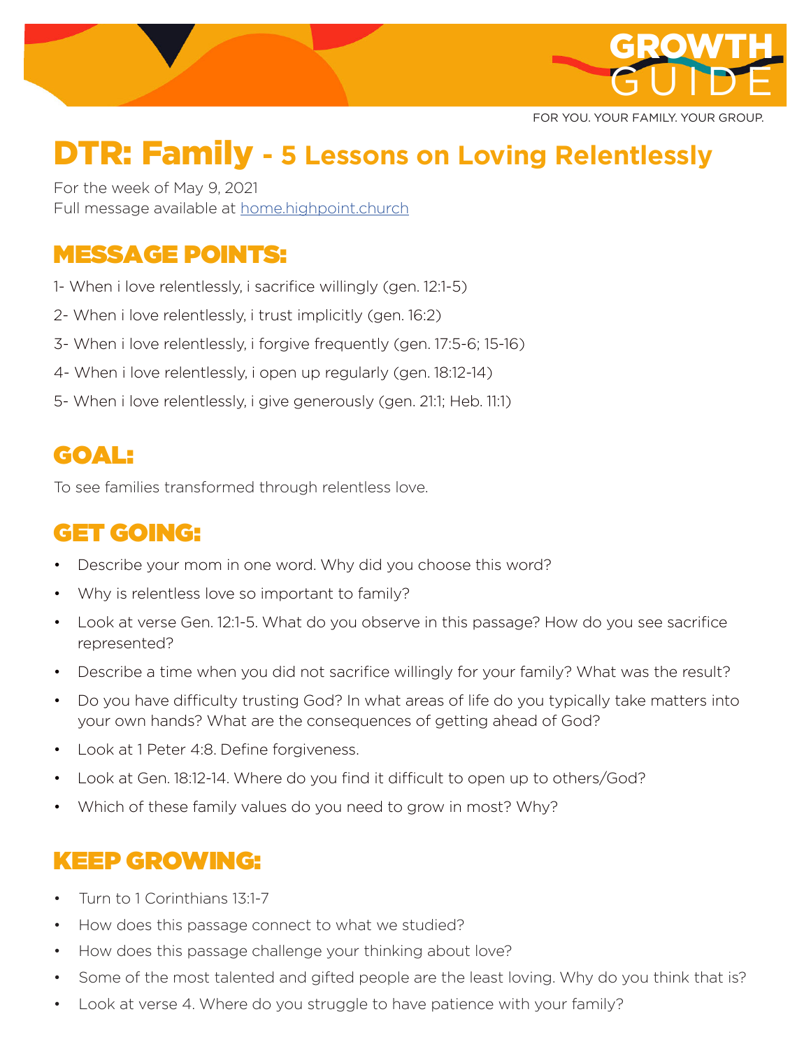GROWTH GUIDE

FOR YOU. YOUR FAMILY. YOUR GROUP.

# DTR: Family - 5 Lessons on Loving Relentlessly

For the week of May 9, 2021
Full message available at home.highpoint.church

## MESSAGE POINTS:

1- When i love relentlessly, i sacrifice willingly (gen. 12:1-5)

2- When i love relentlessly, i trust implicitly (gen. 16:2)

3- When i love relentlessly, i forgive frequently (gen. 17:5-6; 15-16)

4- When i love relentlessly, i open up regularly (gen. 18:12-14)

5- When i love relentlessly, i give generously (gen. 21:1; Heb. 11:1)

## GOAL:

To see families transformed through relentless love.

## GET GOING:

- Describe your mom in one word. Why did you choose this word?
- Why is relentless love so important to family?
- Look at verse Gen. 12:1-5. What do you observe in this passage? How do you see sacrifice represented?
- Describe a time when you did not sacrifice willingly for your family? What was the result?
- Do you have difficulty trusting God? In what areas of life do you typically take matters into your own hands? What are the consequences of getting ahead of God?
- Look at 1 Peter 4:8. Define forgiveness.
- Look at Gen. 18:12-14. Where do you find it difficult to open up to others/God?
- Which of these family values do you need to grow in most? Why?

## KEEP GROWING:

- Turn to 1 Corinthians 13:1-7
- How does this passage connect to what we studied?
- How does this passage challenge your thinking about love?
- Some of the most talented and gifted people are the least loving. Why do you think that is?
- Look at verse 4. Where do you struggle to have patience with your family?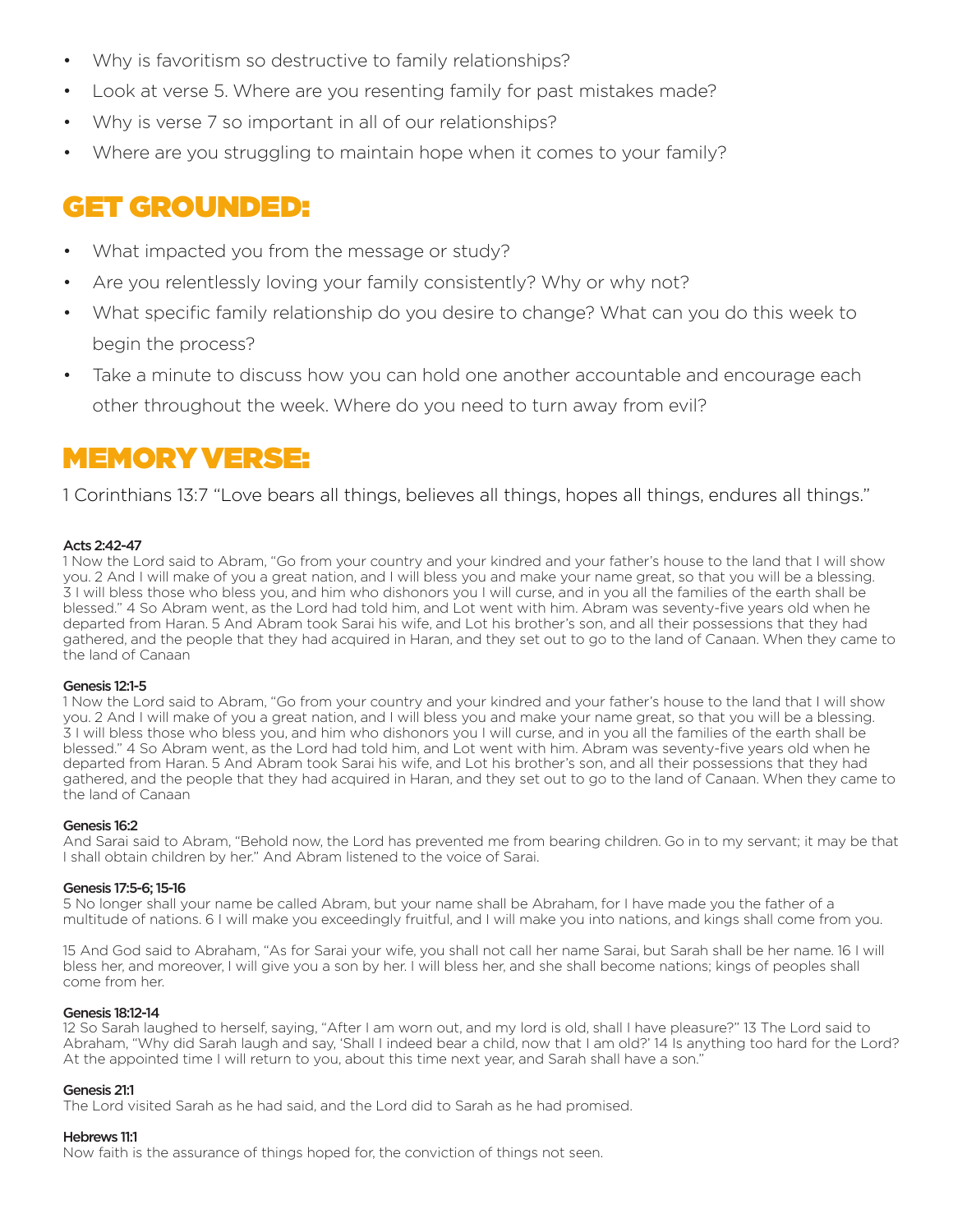- Why is favoritism so destructive to family relationships?
- Look at verse 5. Where are you resenting family for past mistakes made?
- Why is verse 7 so important in all of our relationships?
- Where are you struggling to maintain hope when it comes to your family?

## GET GROUNDED:

- What impacted you from the message or study?
- Are you relentlessly loving your family consistently? Why or why not?
- What specific family relationship do you desire to change? What can you do this week to begin the process?
- Take a minute to discuss how you can hold one another accountable and encourage each other throughout the week. Where do you need to turn away from evil?

## MEMORY VERSE:

1 Corinthians 13:7 "Love bears all things, believes all things, hopes all things, endures all things."

**Acts 2:42-47**
1 Now the Lord said to Abram, "Go from your country and your kindred and your father's house to the land that I will show you. 2 And I will make of you a great nation, and I will bless you and make your name great, so that you will be a blessing. 3 I will bless those who bless you, and him who dishonors you I will curse, and in you all the families of the earth shall be blessed." 4 So Abram went, as the Lord had told him, and Lot went with him. Abram was seventy-five years old when he departed from Haran. 5 And Abram took Sarai his wife, and Lot his brother's son, and all their possessions that they had gathered, and the people that they had acquired in Haran, and they set out to go to the land of Canaan. When they came to the land of Canaan

**Genesis 12:1-5**
1 Now the Lord said to Abram, "Go from your country and your kindred and your father's house to the land that I will show you. 2 And I will make of you a great nation, and I will bless you and make your name great, so that you will be a blessing. 3 I will bless those who bless you, and him who dishonors you I will curse, and in you all the families of the earth shall be blessed." 4 So Abram went, as the Lord had told him, and Lot went with him. Abram was seventy-five years old when he departed from Haran. 5 And Abram took Sarai his wife, and Lot his brother's son, and all their possessions that they had gathered, and the people that they had acquired in Haran, and they set out to go to the land of Canaan. When they came to the land of Canaan

**Genesis 16:2**
And Sarai said to Abram, "Behold now, the Lord has prevented me from bearing children. Go in to my servant; it may be that I shall obtain children by her." And Abram listened to the voice of Sarai.

**Genesis 17:5-6; 15-16**
5 No longer shall your name be called Abram, but your name shall be Abraham, for I have made you the father of a multitude of nations. 6 I will make you exceedingly fruitful, and I will make you into nations, and kings shall come from you.

15 And God said to Abraham, "As for Sarai your wife, you shall not call her name Sarai, but Sarah shall be her name. 16 I will bless her, and moreover, I will give you a son by her. I will bless her, and she shall become nations; kings of peoples shall come from her.

**Genesis 18:12-14**
12 So Sarah laughed to herself, saying, "After I am worn out, and my lord is old, shall I have pleasure?" 13 The Lord said to Abraham, "Why did Sarah laugh and say, 'Shall I indeed bear a child, now that I am old?' 14 Is anything too hard for the Lord? At the appointed time I will return to you, about this time next year, and Sarah shall have a son."

**Genesis 21:1**
The Lord visited Sarah as he had said, and the Lord did to Sarah as he had promised.

**Hebrews 11:1**
Now faith is the assurance of things hoped for, the conviction of things not seen.